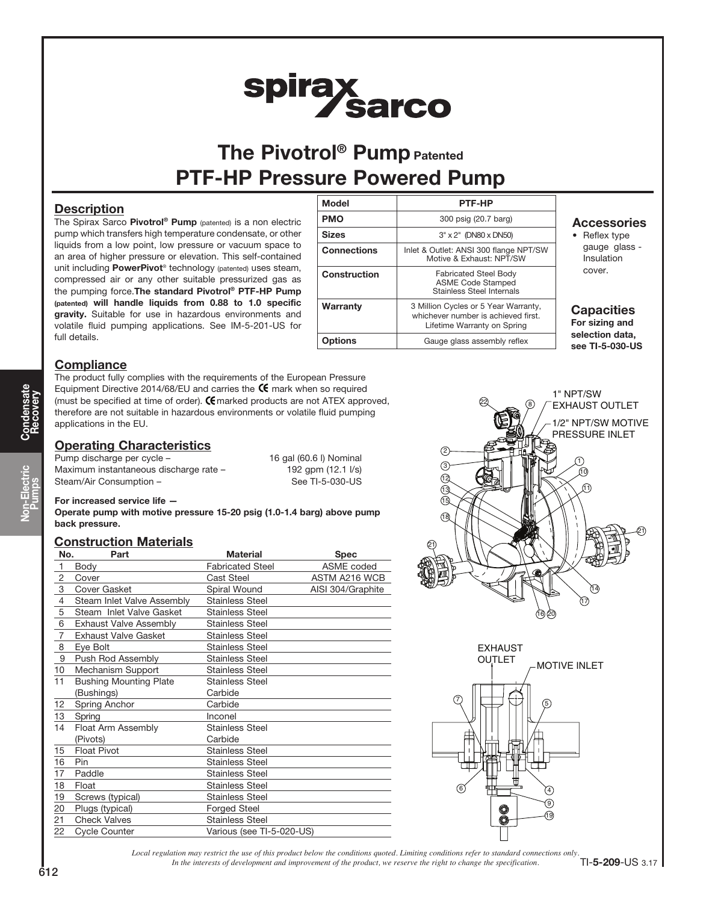# The Pivotrol® Pump Patented
# PTF-HP Pressure Powered Pump

## Description

The Spirax Sarco **Pivotrol® Pump** (patented) is a non electric pump which transfers high temperature condensate, or other liquids from a low point, low pressure or vacuum space to an area of higher pressure or elevation. This self-contained unit including **PowerPivot**® technology (patented) uses steam, compressed air or any other suitable pressurized gas as the pumping force. **The standard Pivotrol® PTF-HP Pump (patented) will handle liquids from 0.88 to 1.0 specific gravity.** Suitable for use in hazardous environments and volatile fluid pumping applications. See IM-5-201-US for full details.

| Model | PTF-HP |
|---|---|
| PMO | 300 psig (20.7 barg) |
| Sizes | 3" x 2" (DN80 x DN50) |
| Connections | Inlet & Outlet: ANSI 300 flange NPT/SW Motive & Exhaust: NPT/SW |
| Construction | Fabricated Steel Body ASME Code Stamped Stainless Steel Internals |
| Warranty | 3 Million Cycles or 5 Year Warranty, whichever number is achieved first. Lifetime Warranty on Spring |
| Options | Gauge glass assembly reflex |

### Accessories

- Reflex type gauge glass - Insulation cover.

### Capacities

**For sizing and selection data, see TI-5-030-US**

## Compliance

The product fully complies with the requirements of the European Pressure Equipment Directive 2014/68/EU and carries the CE mark when so required (must be specified at time of order). CE marked products are not ATEX approved, therefore are not suitable in hazardous environments or volatile fluid pumping applications in the EU.

## Operating Characteristics

| | |
|---|---|
| Pump discharge per cycle – | 16 gal (60.6 l) Nominal |
| Maximum instantaneous discharge rate – | 192 gpm (12.1 l/s) |
| Steam/Air Consumption – | See TI-5-030-US |

**For increased service life —**
**Operate pump with motive pressure 15-20 psig (1.0-1.4 barg) above pump back pressure.**

## Construction Materials

| No. | Part | Material | Spec |
|---|---|---|---|
| 1 | Body | Fabricated Steel | ASME coded |
| 2 | Cover | Cast Steel | ASTM A216 WCB |
| 3 | Cover Gasket | Spiral Wound | AISI 304/Graphite |
| 4 | Steam Inlet Valve Assembly | Stainless Steel | |
| 5 | Steam Inlet Valve Gasket | Stainless Steel | |
| 6 | Exhaust Valve Assembly | Stainless Steel | |
| 7 | Exhaust Valve Gasket | Stainless Steel | |
| 8 | Eye Bolt | Stainless Steel | |
| 9 | Push Rod Assembly | Stainless Steel | |
| 10 | Mechanism Support | Stainless Steel | |
| 11 | Bushing Mounting Plate (Bushings) | Stainless Steel Carbide | |
| 12 | Spring Anchor | Carbide | |
| 13 | Spring | Inconel | |
| 14 | Float Arm Assembly (Pivots) | Stainless Steel Carbide | |
| 15 | Float Pivot | Stainless Steel | |
| 16 | Pin | Stainless Steel | |
| 17 | Paddle | Stainless Steel | |
| 18 | Float | Stainless Steel | |
| 19 | Screws (typical) | Stainless Steel | |
| 20 | Plugs (typical) | Forged Steel | |
| 21 | Check Valves | Stainless Steel | |
| 22 | Cycle Counter | Various (see TI-5-020-US) | |

1" NPT/SW EXHAUST OUTLET

1/2" NPT/SW MOTIVE PRESSURE INLET

EXHAUST OUTLET

MOTIVE INLET

*Local regulation may restrict the use of this product below the conditions quoted. Limiting conditions refer to standard connections only.*
*In the interests of development and improvement of the product, we reserve the right to change the specification.*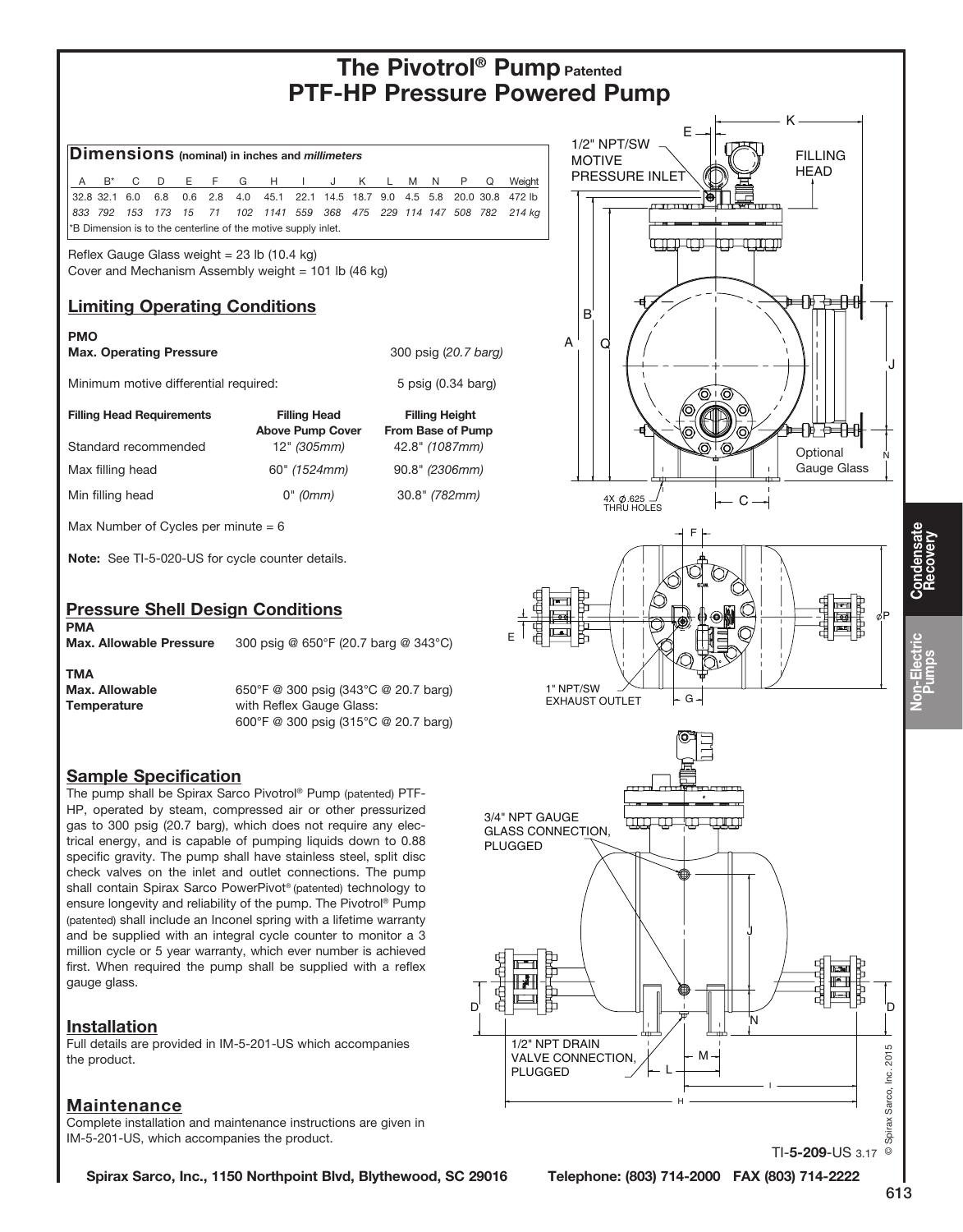# The Pivotrol® Pump Patented
# PTF-HP Pressure Powered Pump

## Dimensions (nominal) in inches and *millimeters*

| A | B* | C | D | E | F | G | H | I | J | K | L | M | N | P | Q | Weight |
|---|---|---|---|---|---|---|---|---|---|---|---|---|---|---|---|---|
| 32.8 | 32.1 | 6.0 | 6.8 | 0.6 | 2.8 | 4.0 | 45.1 | 22.1 | 14.5 | 18.7 | 9.0 | 4.5 | 5.8 | 20.0 | 30.8 | 472 lb |
| *833* | *792* | *153* | *173* | *15* | *71* | *102* | *1141* | *559* | *368* | *475* | *229* | *114* | *147* | *508* | *782* | *214 kg* |

*B Dimension is to the centerline of the motive supply inlet.

Reflex Gauge Glass weight = 23 lb (10.4 kg)
Cover and Mechanism Assembly weight = 101 lb (46 kg)

## Limiting Operating Conditions

**PMO**
**Max. Operating Pressure** 300 psig (*20.7 barg*)

Minimum motive differential required: 5 psig (0.34 barg)

| Filling Head Requirements | Filling Head Above Pump Cover | Filling Height From Base of Pump |
|---|---|---|
| Standard recommended | 12" *(305mm)* | 42.8" *(1087mm)* |
| Max filling head | 60" *(1524mm)* | 90.8" *(2306mm)* |
| Min filling head | 0" *(0mm)* | 30.8" *(782mm)* |

Max Number of Cycles per minute = 6

**Note:** See TI-5-020-US for cycle counter details.

## Pressure Shell Design Conditions

**PMA**
**Max. Allowable Pressure** 300 psig @ 650°F (20.7 barg @ 343°C)

**TMA**
**Max. Allowable Temperature** 650°F @ 300 psig (343°C @ 20.7 barg) with Reflex Gauge Glass: 600°F @ 300 psig (315°C @ 20.7 barg)

## Sample Specification

The pump shall be Spirax Sarco Pivotrol® Pump (patented) PTF-HP, operated by steam, compressed air or other pressurized gas to 300 psig (20.7 barg), which does not require any electrical energy, and is capable of pumping liquids down to 0.88 specific gravity. The pump shall have stainless steel, split disc check valves on the inlet and outlet connections. The pump shall contain Spirax Sarco PowerPivot® (patented) technology to ensure longevity and reliability of the pump. The Pivotrol® Pump (patented) shall include an Inconel spring with a lifetime warranty and be supplied with an integral cycle counter to monitor a 3 million cycle or 5 year warranty, which ever number is achieved first. When required the pump shall be supplied with a reflex gauge glass.

## Installation

Full details are provided in IM-5-201-US which accompanies the product.

## Maintenance

Complete installation and maintenance instructions are given in IM-5-201-US, which accompanies the product.

1/2" NPT/SW MOTIVE PRESSURE INLET

FILLING HEAD

Optional Gauge Glass

4X ⌀.625 THRU HOLES

1" NPT/SW EXHAUST OUTLET

3/4" NPT GAUGE GLASS CONNECTION, PLUGGED

1/2" NPT DRAIN VALVE CONNECTION, PLUGGED

TI-5-209-US 3.17

Spirax Sarco, Inc., 1150 Northpoint Blvd, Blythewood, SC 29016 Telephone: (803) 714-2000 FAX (803) 714-2222

© Spirax Sarco, Inc. 2015